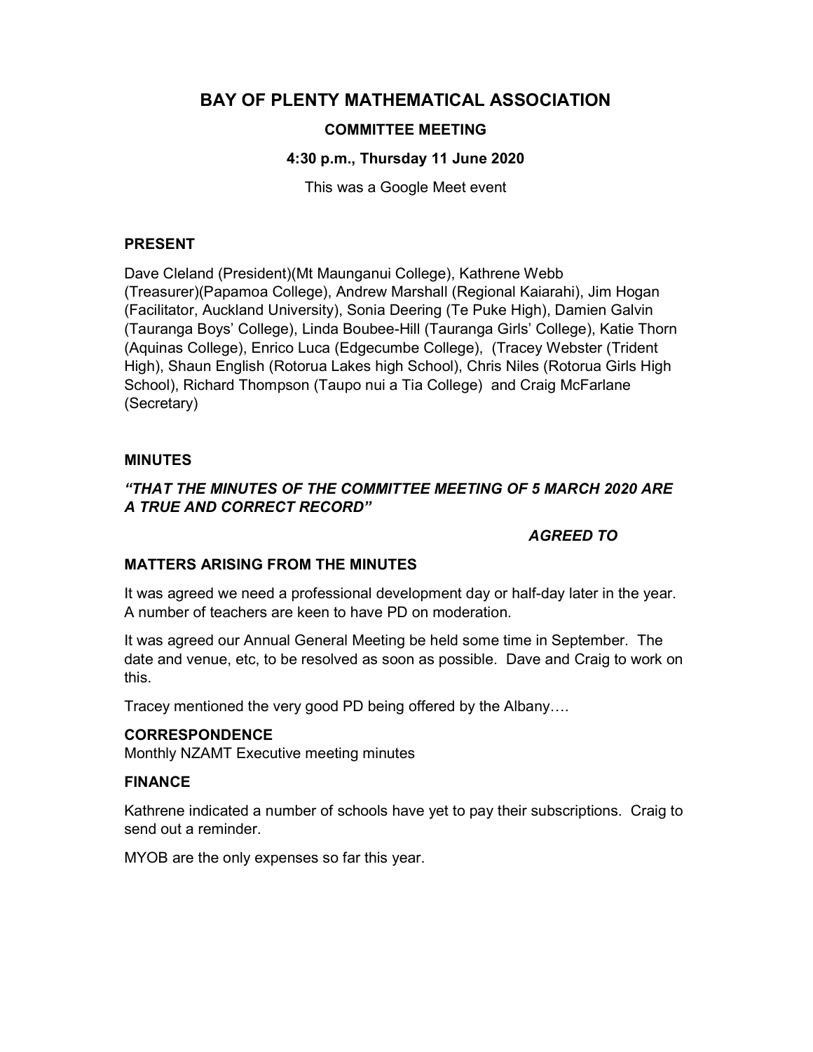# BAY OF PLENTY MATHEMATICAL ASSOCIATION

## COMMITTEE MEETING

### 4:30 p.m., Thursday 11 June 2020

This was a Google Meet event

**PRESENT**

Dave Cleland (President)(Mt Maunganui College), Kathrene Webb (Treasurer)(Papamoa College), Andrew Marshall (Regional Kaiarahi), Jim Hogan (Facilitator, Auckland University), Sonia Deering (Te Puke High), Damien Galvin (Tauranga Boys' College), Linda Boubee-Hill (Tauranga Girls' College), Katie Thorn (Aquinas College), Enrico Luca (Edgecumbe College), (Tracey Webster (Trident High), Shaun English (Rotorua Lakes high School), Chris Niles (Rotorua Girls High School), Richard Thompson (Taupo nui a Tia College) and Craig McFarlane (Secretary)

**MINUTES**

***"THAT THE MINUTES OF THE COMMITTEE MEETING OF 5 MARCH 2020 ARE A TRUE AND CORRECT RECORD"***

***AGREED TO***

**MATTERS ARISING FROM THE MINUTES**

It was agreed we need a professional development day or half-day later in the year. A number of teachers are keen to have PD on moderation.

It was agreed our Annual General Meeting be held some time in September. The date and venue, etc, to be resolved as soon as possible. Dave and Craig to work on this.

Tracey mentioned the very good PD being offered by the Albany….

**CORRESPONDENCE**

Monthly NZAMT Executive meeting minutes

**FINANCE**

Kathrene indicated a number of schools have yet to pay their subscriptions. Craig to send out a reminder.

MYOB are the only expenses so far this year.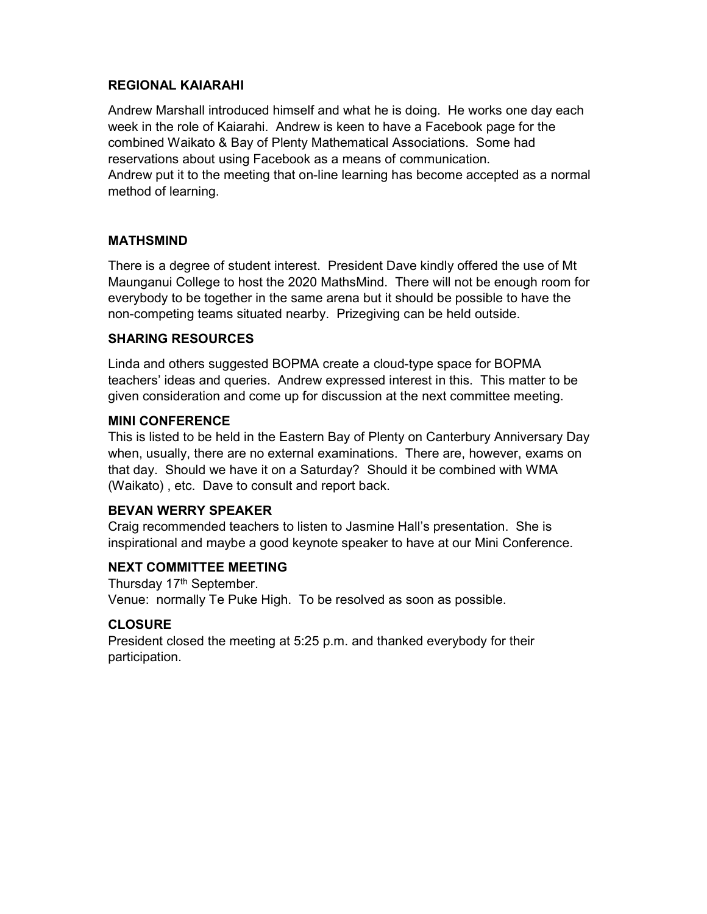## REGIONAL KAIARAHI

Andrew Marshall introduced himself and what he is doing. He works one day each week in the role of Kaiarahi. Andrew is keen to have a Facebook page for the combined Waikato & Bay of Plenty Mathematical Associations. Some had reservations about using Facebook as a means of communication.
Andrew put it to the meeting that on-line learning has become accepted as a normal method of learning.

## MATHSMIND

There is a degree of student interest. President Dave kindly offered the use of Mt Maunganui College to host the 2020 MathsMind. There will not be enough room for everybody to be together in the same arena but it should be possible to have the non-competing teams situated nearby. Prizegiving can be held outside.

## SHARING RESOURCES

Linda and others suggested BOPMA create a cloud-type space for BOPMA teachers' ideas and queries. Andrew expressed interest in this. This matter to be given consideration and come up for discussion at the next committee meeting.

## MINI CONFERENCE

This is listed to be held in the Eastern Bay of Plenty on Canterbury Anniversary Day when, usually, there are no external examinations. There are, however, exams on that day. Should we have it on a Saturday? Should it be combined with WMA (Waikato) , etc. Dave to consult and report back.

## BEVAN WERRY SPEAKER

Craig recommended teachers to listen to Jasmine Hall's presentation. She is inspirational and maybe a good keynote speaker to have at our Mini Conference.

## NEXT COMMITTEE MEETING

Thursday 17th September.
Venue: normally Te Puke High. To be resolved as soon as possible.

## CLOSURE

President closed the meeting at 5:25 p.m. and thanked everybody for their participation.